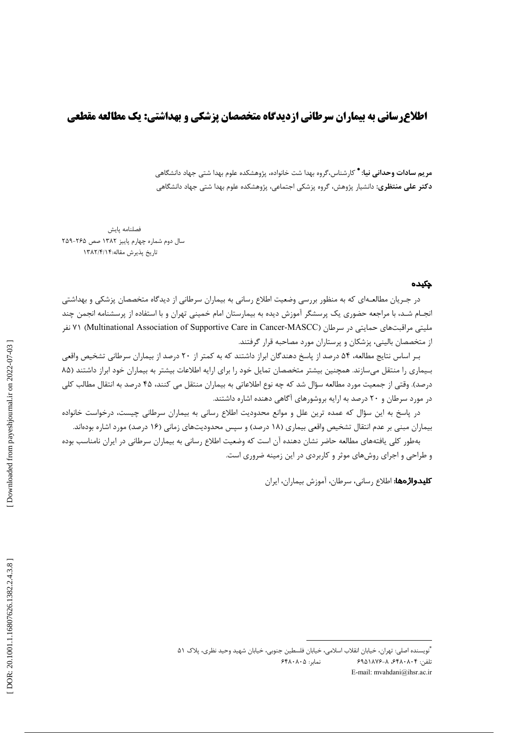# اطلاع‌رسانی به بیماران سرطانی ازدیدگاه متخصصان پزشکی و بهداشتی: یک مطالعه مقطعی

**مریم سادات وحدانی نیا:** [*] کارشناس،گروه بهدا شت خانواده، پژوهشکده علوم بهدا شتی جهاد دانشگاهی
**دکتر علی منتظری:** دانشیار پژوهش، گروه پزشکی اجتماعی، پژوهشکده علوم بهدا شتی جهاد دانشگاهی

فصلنامه پایش
سال دوم شماره چهارم پاییز ۱۳۸۲ صص ۲۶۵-۲۵۹
تاریخ پذیرش مقاله:۱۳۸۲/۴/۱۴

## چکیده

در جـریان مطالعـه‌ای که به منظور بررسی وضعیت اطلاع رسانی به بیماران سرطانی از دیدگاه متخصصان پزشکی و بهداشتی انجـام شـد، با مراجعه حضوری یک پرسشگر آموزش دیده به بیمارستان امام خمینی تهران و با استفاده از پرسشنامه انجمن چند ملیتی مراقبت‌های حمایتی در سرطان (Multinational Association of Supportive Care in Cancer-MASCC) ۷۱ نفر از متخصصان بالینی، پزشکان و پرستاران مورد مصاحبه قرار گرفتند.

بـر اساس نتایج مطالعه، ۵۴ درصد از پاسخ دهندگان ابراز داشتند که به کمتر از ۲۰ درصد از بیماران سرطانی تشخیص واقعی بـیماری را منتقل می‌سازند. همچنین بیشتر متخصصان تمایل خود را برای ارایه اطلاعات بیشتر به بیماران خود ابراز داشتند (۸۵ درصد). وقتی از جمعیت مورد مطالعه سؤال شد که چه نوع اطلاعاتی به بیماران منتقل می کنند، ۴۵ درصد به انتقال مطالب کلی در مورد سرطان و ۲۰ درصد به ارایه بروشورهای آگاهی دهنده اشاره داشتند.

در پاسخ به این سؤال که عمده ترین علل و موانع محدودیت اطلاع رسانی به بیماران سرطانی چیست، درخواست خانواده بیماران مبنی بر عدم انتقال تشخیص واقعی بیماری (۱۸ درصد) و سپس محدودیت‌های زمانی (۱۶ درصد) مورد اشاره بوده‌اند.

به‌طور کلی یافته‌های مطالعه حاضر نشان دهنده آن است که وضعیت اطلاع رسانی به بیماران سرطانی در ایران نامناسب بوده و طراحی و اجرای روش‌های موثر و کاربردی در این زمینه ضروری است.

**کلیدواژه‌ها:** اطلاع رسانی، سرطان، آموزش بیماران، ایران

---

[*] نویسنده اصلی: تهران، خیابان انقلاب اسلامی، خیابان فلسطین جنوبی، خیابان شهید وحید نظری، پلاک ۵۱
تلفن: ۶۴۸۰۸۰۴، ۸-۶۹۵۱۸۷۶ نمابر: ۶۴۸۰۸۰۵
E-mail: mvahdani@ihsr.ac.ir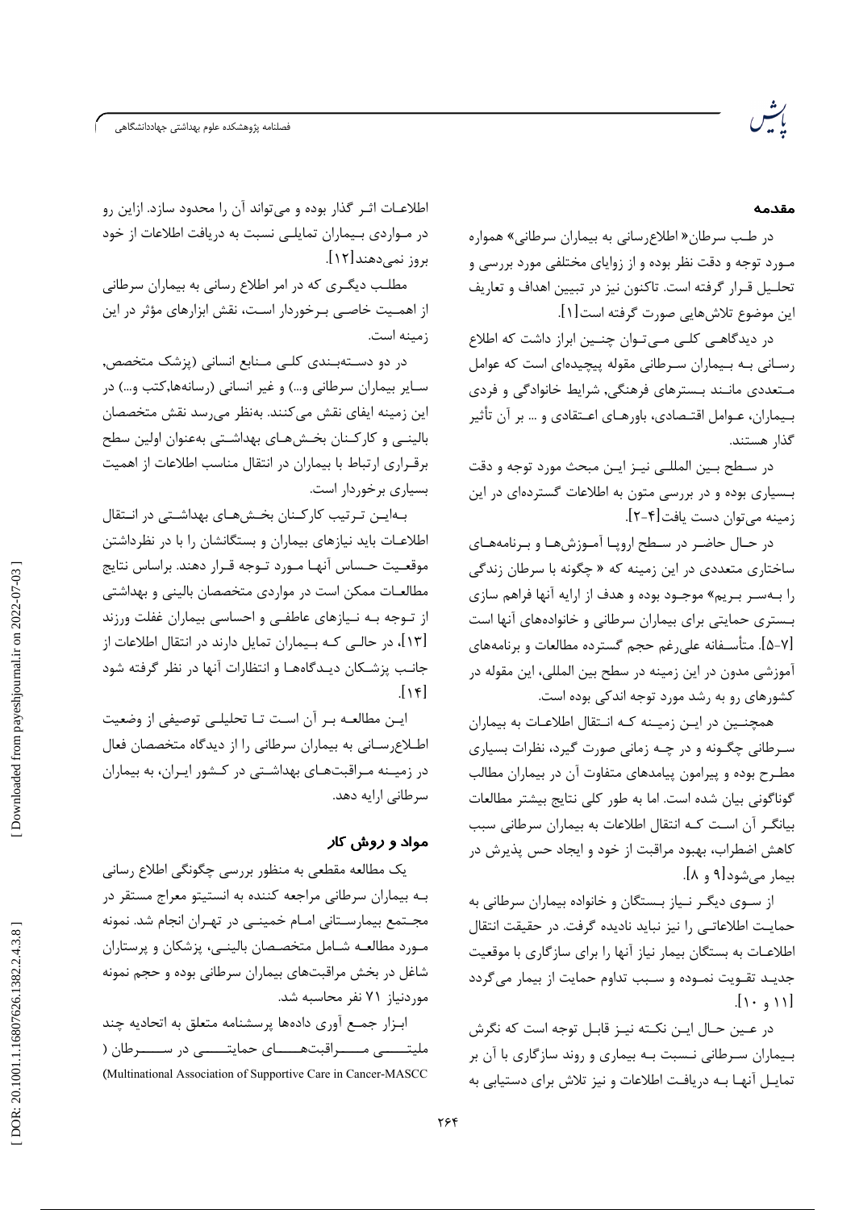## مقدمه

در طب سرطان« اطلاع‌رسانی به بیماران سرطانی» همواره مورد توجه و دقت نظر بوده و از زوایای مختلفی مورد بررسی و تحلیل قرار گرفته است. تاکنون نیز در تبیین اهداف و تعاریف این موضوع تلاش‌هایی صورت گرفته است[۱].

در دیدگاهی کلی می‌توان چنین ابراز داشت که اطلاع رسانی به بیماران سرطانی مقوله پیچیده‌ای است که عوامل متعددی مانند بسترهای فرهنگی, شرایط خانوادگی و فردی بیماران، عوامل اقتصادی، باورهای اعتقادی و ... بر آن تأثیر گذار هستند.

در سطح بین المللی نیز این مبحث مورد توجه و دقت بسیاری بوده و در بررسی متون به اطلاعات گسترده‌ای در این زمینه می‌توان دست یافت[۴-۲].

در حال حاضر در سطح اروپا آموزش‌ها و برنامه‌های ساختاری متعددی در این زمینه که « چگونه با سرطان زندگی را به‌سر بریم» موجود بوده و هدف از ارایه آنها فراهم سازی بستری حمایتی برای بیماران سرطانی و خانواده‌های آنها است [۷-۵]. متأسفانه علی‌رغم حجم گسترده مطالعات و برنامه‌های آموزشی مدون در این زمینه در سطح بین المللی، این مقوله در کشورهای رو به رشد مورد توجه اندکی بوده است.

همچنین در این زمینه که انتقال اطلاعات به بیماران سرطانی چگونه و در چه زمانی صورت گیرد، نظرات بسیاری مطرح بوده و پیرامون پیامدهای متفاوت آن در بیماران مطالب گوناگونی بیان شده است. اما به طور کلی نتایج بیشتر مطالعات بیانگر آن است که انتقال اطلاعات به بیماران سرطانی سبب کاهش اضطراب، بهبود مراقبت از خود و ایجاد حس پذیرش در بیمار می‌شود[۹ و ۸].

از سوی دیگر نیاز بستگان و خانواده بیماران سرطانی به حمایت اطلاعاتی را نیز نباید نادیده گرفت. در حقیقت انتقال اطلاعات به بستگان بیمار نیاز آنها را برای سازگاری با موقعیت جدید تقویت نموده و سبب تداوم حمایت از بیمار می‌گردد [۱۱ و ۱۰].

در عین حال این نکته نیز قابل توجه است که نگرش بیماران سرطانی نسبت به بیماری و روند سازگاری با آن بر تمایل آنها به دریافت اطلاعات و نیز تلاش برای دستیابی به اطلاعات اثر گذار بوده و می‌تواند آن را محدود سازد. ازاین رو در مواردی بیماران تمایلی نسبت به دریافت اطلاعات از خود بروز نمی‌دهند[۱۲].

مطلب دیگری که در امر اطلاع رسانی به بیماران سرطانی از اهمیت خاصی برخوردار است، نقش ابزارهای مؤثر در این زمینه است.

در دو دسته‌بندی کلی منابع انسانی (پزشک متخصص, سایر بیماران سرطانی و...) و غیر انسانی (رسانه‌ها,کتب و...) در این زمینه ایفای نقش می‌کنند. به‌نظر می‌رسد نقش متخصصان بالینی و کارکنان بخش‌های بهداشتی به‌عنوان اولین سطح برقراری ارتباط با بیماران در انتقال مناسب اطلاعات از اهمیت بسیاری برخوردار است.

بدین ترتیب کارکنان بخش‌های بهداشتی در انتقال اطلاعات باید نیازهای بیماران و بستگانشان را با در نظرداشتن موقعیت حساس آنها مورد توجه قرار دهند. براساس نتایج مطالعات ممکن است در مواردی متخصصان بالینی و بهداشتی از توجه به نیازهای عاطفی و احساسی بیماران غفلت ورزند [۱۳]، در حالی که بیماران تمایل دارند در انتقال اطلاعات از جانب پزشکان دیدگاه‌ها و انتظارات آنها در نظر گرفته شود [۱۴].

این مطالعه بر آن است تا تحلیلی توصیفی از وضعیت اطلاع‌رسانی به بیماران سرطانی را از دیدگاه متخصصان فعال در زمینه مراقبت‌های بهداشتی در کشور ایران، به بیماران سرطانی ارایه دهد.

## مواد و روش کار

یک مطالعه مقطعی به منظور بررسی چگونگی اطلاع رسانی به بیماران سرطانی مراجعه کننده به انستیتو معراج مستقر در مجتمع بیمارستانی امام خمینی در تهران انجام شد. نمونه مورد مطالعه شامل متخصصان بالینی، پزشکان و پرستاران شاغل در بخش مراقبت‌های بیماران سرطانی بوده و حجم نمونه موردنیاز ۷۱ نفر محاسبه شد.

ابزار جمع آوری داده‌ها پرسشنامه متعلق به اتحادیه چند ملیتی مراقبت‌های حمایتی در سرطان (Multinational Association of Supportive Care in Cancer-MASCC)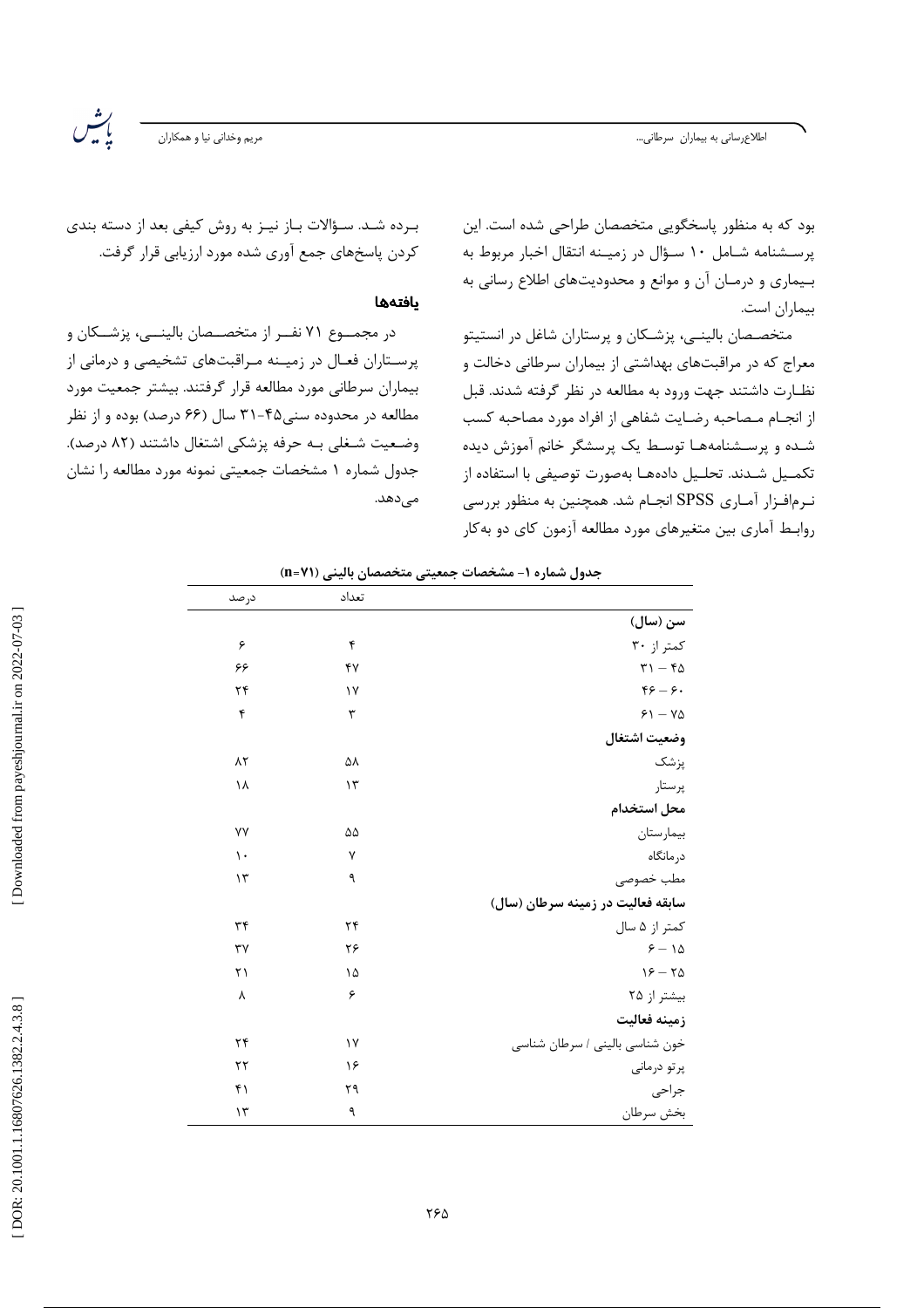بود که به منظور پاسخگویی متخصصان طراحی شده است. این پرسشنامه شامل ۱۰ سؤال در زمینه انتقال اخبار مربوط به بیماری و درمان آن و موانع و محدودیت‌های اطلاع رسانی به بیماران است.

متخصصان بالینی، پزشکان و پرستاران شاغل در انستیتو معراج که در مراقبت‌های بهداشتی از بیماران سرطانی دخالت و نظارت داشتند جهت ورود به مطالعه در نظر گرفته شدند. قبل از انجام مصاحبه رضایت شفاهی از افراد مورد مصاحبه کسب شده و پرسشنامه‌ها توسط یک پرسشگر خانم آموزش دیده تکمیل شدند. تحلیل داده‌ها به‌صورت توصیفی با استفاده از نرم‌افزار آماری SPSS انجام شد. همچنین به منظور بررسی روابط آماری بین متغیرهای مورد مطالعه آزمون کای دو به‌کار برده شد. سؤالات باز نیز به روش کیفی بعد از دسته بندی کردن پاسخ‌های جمع آوری شده مورد ارزیابی قرار گرفت.

## یافته‌ها

در مجموع ۷۱ نفر از متخصصان بالینی، پزشکان و پرستاران فعال در زمینه مراقبت‌های تشخیصی و درمانی از بیماران سرطانی مورد مطالعه قرار گرفتند. بیشتر جمعیت مورد مطالعه در محدوده سنی۴۵-۳۱ سال (۶۶ درصد) بوده و از نظر وضعیت شغلی به حرفه پزشکی اشتغال داشتند (۸۲ درصد). جدول شماره ۱ مشخصات جمعیتی نمونه مورد مطالعه را نشان می‌دهد.

**جدول شماره ۱- مشخصات جمعیتی متخصصان بالینی (n=71)**

| | تعداد | درصد |
|---|---|---|
| **سن (سال)** | | |
| کمتر از ۳۰ | ۴ | ۶ |
| ۴۵ – ۳۱ | ۴۷ | ۶۶ |
| ۶۰ – ۴۶ | ۱۷ | ۲۴ |
| ۷۵ – ۶۱ | ۳ | ۴ |
| **وضعیت اشتغال** | | |
| پزشک | ۵۸ | ۸۲ |
| پرستار | ۱۳ | ۱۸ |
| **محل استخدام** | | |
| بیمارستان | ۵۵ | ۷۷ |
| درمانگاه | ۷ | ۱۰ |
| مطب خصوصی | ۹ | ۱۳ |
| **سابقه فعالیت در زمینه سرطان (سال)** | | |
| کمتر از ۵ سال | ۲۴ | ۳۴ |
| ۱۵ – ۶ | ۲۶ | ۳۷ |
| ۲۵ – ۱۶ | ۱۵ | ۲۱ |
| بیشتر از ۲۵ | ۶ | ۸ |
| **زمینه فعالیت** | | |
| خون شناسی بالینی / سرطان شناسی | ۱۷ | ۲۴ |
| پرتو درمانی | ۱۶ | ۲۲ |
| جراحی | ۲۹ | ۴۱ |
| بخش سرطان | ۹ | ۱۳ |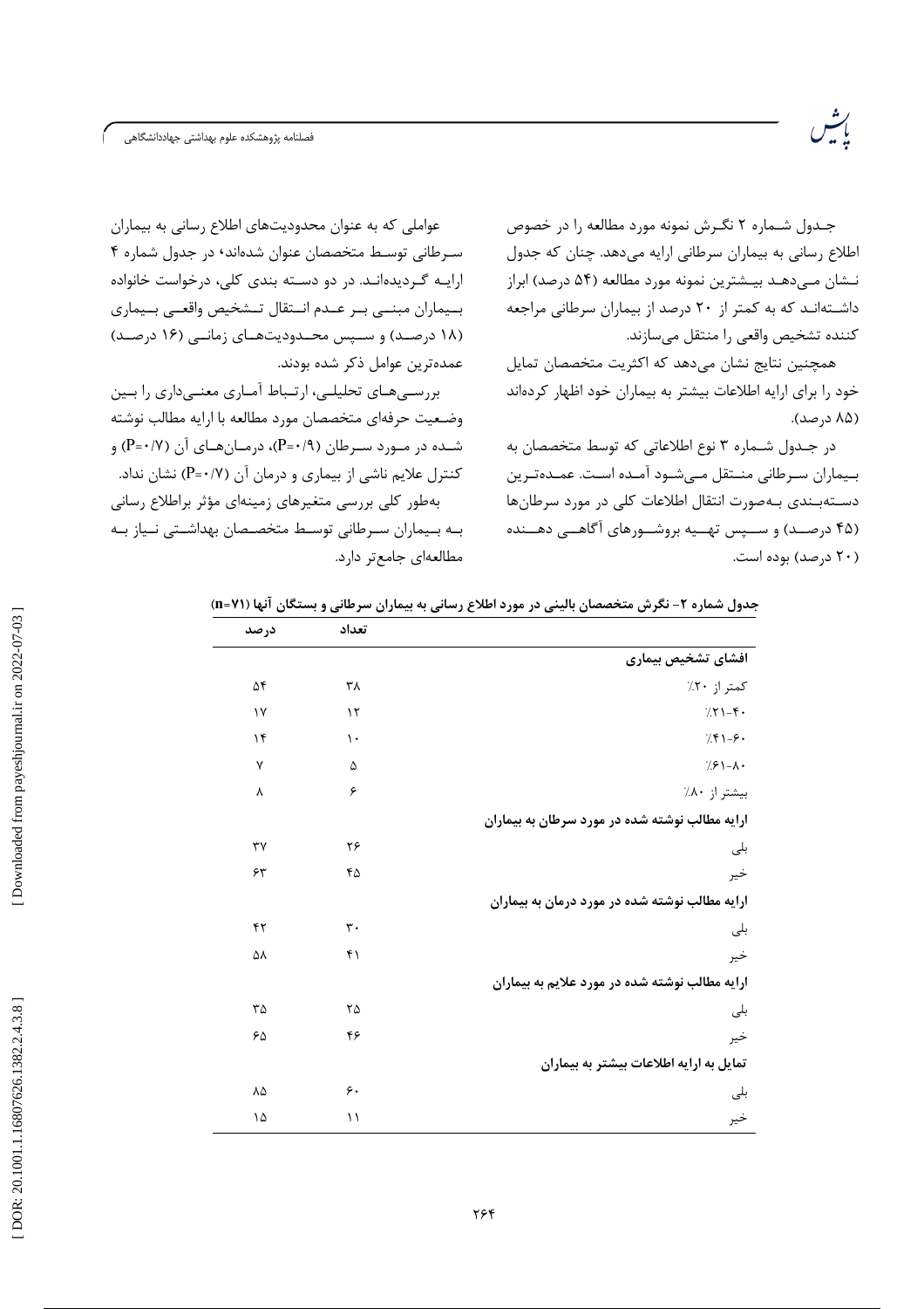جـدول شـماره ۲ نگـرش نمونه مورد مطالعه را در خصوص اطلاع رسانی به بیماران سرطانی ارایه می‌دهد. چنان که جدول نـشان مـی‌دهـد بیـشترین نمونه مورد مطالعه (۵۴ درصد) ابراز داشـته‌انـد که به کمتر از ۲۰ درصد از بیماران سرطانی مراجعه کننده تشخیص واقعی را منتقل می‌سازند.

همچنین نتایج نشان می‌دهد که اکثریت متخصصان تمایل خود را برای ارایه اطلاعات بیشتر به بیماران خود اظهار کرده‌اند (۸۵ درصد).

در جـدول شـماره ۳ نوع اطلاعاتی که توسط متخصصان به بـیماران سـرطانی منـتقل مـی‌شـود آمـده اسـت. عمـده‌تـرین دسـته‌بـندی بـه‌صورت انتقال اطلاعات کلی در مورد سرطان‌ها (۴۵ درصـد) و سـپس تهـیه بروشـورهای آگاهـی دهـنده (۲۰ درصد) بوده است.

عواملی که به عنوان محدودیت‌های اطلاع رسانی به بیماران سـرطانی توسـط متخصصان عنوان شده‌اند، در جدول شماره ۴ ارایـه گـردیده‌انـد. در دو دسـته بندی کلی، درخواست خانواده بـیماران مبنـی بـر عـدم انـتقال تـشخیص واقعـی بـیماری (۱۸ درصـد) و سـپس محـدودیت‌هـای زمانـی (۱۶ درصـد) عمده‌ترین عوامل ذکر شده بودند.

بررسـی‌هـای تحلیلـی، ارتـباط آمـاری معنـی‌داری را بـین وضـعیت حرفه‌ای متخصصان مورد مطالعه با ارایه مطالب نوشته شـده در مـورد سـرطان (P=۰/۹)، درمـان‌هـای آن (P=۰/۷) و کنترل علایم ناشی از بیماری و درمان آن (P=۰/۷) نشان نداد.

به‌طور کلی بررسی متغیرهای زمینه‌ای مؤثر براطلاع رسانی بـه بـیماران سـرطانی توسـط متخصـصان بهداشـتی نـیاز بـه مطالعه‌ای جامع‌تر دارد.

**جدول شماره ۲- نگرش متخصصان بالینی در مورد اطلاع رسانی به بیماران سرطانی و بستگان آنها (n=۷۱)**

| | تعداد | درصد |
|---|---|---|
| **افشای تشخیص بیماری** | | |
| کمتر از ۲۰٪ | ۳۸ | ۵۴ |
| ۲۱-۴۰٪ | ۱۲ | ۱۷ |
| ۴۱-۶۰٪ | ۱۰ | ۱۴ |
| ۶۱-۸۰٪ | ۵ | ۷ |
| بیشتر از ۸۰٪ | ۶ | ۸ |
| **ارایه مطالب نوشته شده در مورد سرطان به بیماران** | | |
| بلی | ۲۶ | ۳۷ |
| خیر | ۴۵ | ۶۳ |
| **ارایه مطالب نوشته شده در مورد درمان به بیماران** | | |
| بلی | ۳۰ | ۴۲ |
| خیر | ۴۱ | ۵۸ |
| **ارایه مطالب نوشته شده در مورد علایم به بیماران** | | |
| بلی | ۲۵ | ۳۵ |
| خیر | ۴۶ | ۶۵ |
| **تمایل به ارایه اطلاعات بیشتر به بیماران** | | |
| بلی | ۶۰ | ۸۵ |
| خیر | ۱۱ | ۱۵ |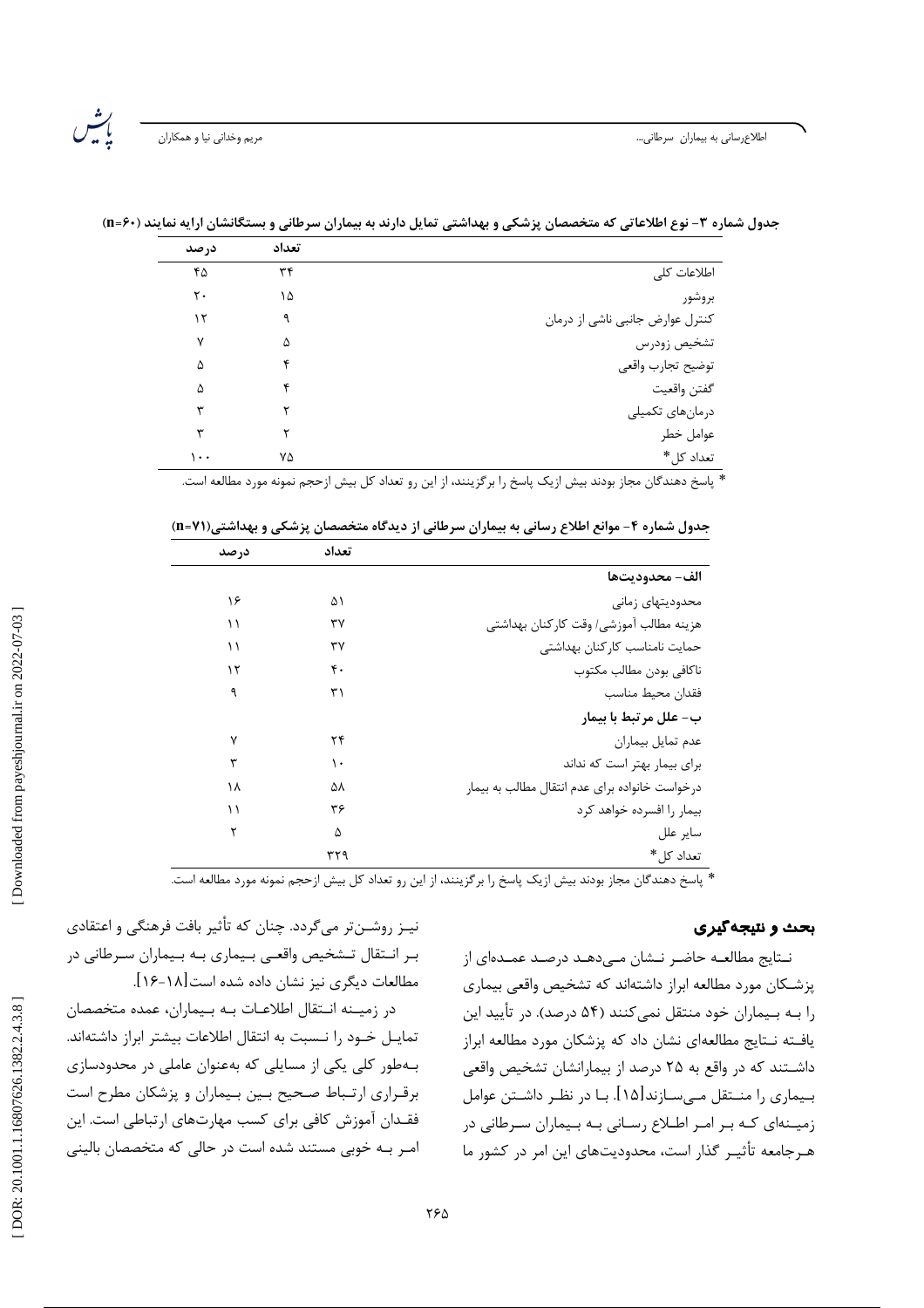جدول شماره ۳- نوع اطلاعاتی که متخصصان پزشکی و بهداشتی تمایل دارند به بیماران سرطانی و بستگانشان ارایه نمایند (n=۶۰)

| | تعداد | درصد |
|---|---|---|
| اطلاعات کلی | ۳۴ | ۴۵ |
| بروشور | ۱۵ | ۲۰ |
| کنترل عوارض جانبی ناشی از درمان | ۹ | ۱۲ |
| تشخیص زودرس | ۵ | ۷ |
| توضیح تجارب واقعی | ۴ | ۵ |
| گفتن واقعیت | ۴ | ۵ |
| درمان‌های تکمیلی | ۲ | ۳ |
| عوامل خطر | ۲ | ۳ |
| تعداد کل* | ۷۵ | ۱۰۰ |

* پاسخ دهندگان مجاز بودند بیش ازیک پاسخ را برگزینند، از این رو تعداد کل بیش ازحجم نمونه مورد مطالعه است.

جدول شماره ۴- موانع اطلاع رسانی به بیماران سرطانی از دیدگاه متخصصان پزشکی و بهداشتی(n=۷۱)

| | تعداد | درصد |
|---|---|---|
| **الف- محدودیت‌ها** | | |
| محدودیتهای زمانی | ۵۱ | ۱۶ |
| هزینه مطالب آموزشی/ وقت کارکنان بهداشتی | ۳۷ | ۱۱ |
| حمایت نامناسب کارکنان بهداشتی | ۳۷ | ۱۱ |
| ناکافی بودن مطالب مکتوب | ۴۰ | ۱۲ |
| فقدان محیط مناسب | ۳۱ | ۹ |
| **ب- علل مرتبط با بیمار** | | |
| عدم تمایل بیماران | ۲۴ | ۷ |
| برای بیمار بهتر است که نداند | ۱۰ | ۳ |
| درخواست خانواده برای عدم انتقال مطالب به بیمار | ۵۸ | ۱۸ |
| بیمار را افسرده خواهد کرد | ۳۶ | ۱۱ |
| سایر علل | ۵ | ۲ |
| تعداد کل* | ۳۲۹ | |

* پاسخ دهندگان مجاز بودند بیش ازیک پاسخ را برگزینند، از این رو تعداد کل بیش ازحجم نمونه مورد مطالعه است.

## بحث و نتیجه‌گیری

نتایج مطالعه حاضر نشان می‌دهد درصد عمده‌ای از پزشکان مورد مطالعه ابراز داشته‌اند که تشخیص واقعی بیماری را به بیماران خود منتقل نمی‌کنند (۵۴ درصد). در تأیید این یافته نتایج مطالعه‌ای نشان داد که پزشکان مورد مطالعه ابراز داشتند که در واقع به ۲۵ درصد از بیمارانشان تشخیص واقعی بیماری را منتقل می‌سازند[۱۵]. با در نظر داشتن عوامل زمینه‌ای که بر امر اطلاع رسانی به بیماران سرطانی در هرجامعه تأثیر گذار است، محدودیت‌های این امر در کشور ما نیز روشن‌تر می‌گردد. چنان که تأثیر بافت فرهنگی و اعتقادی بر انتقال تشخیص واقعی بیماری به بیماران سرطانی در مطالعات دیگری نیز نشان داده شده است[۱۸-۱۶].

در زمینه انتقال اطلاعات به بیماران، عمده متخصصان تمایل خود را نسبت به انتقال اطلاعات بیشتر ابراز داشته‌اند. به‌طور کلی یکی از مسایلی که به‌عنوان عاملی در محدودسازی برقراری ارتباط صحیح بین بیماران و پزشکان مطرح است فقدان آموزش کافی برای کسب مهارت‌های ارتباطی است. این امر به خوبی مستند شده است در حالی که متخصصان بالینی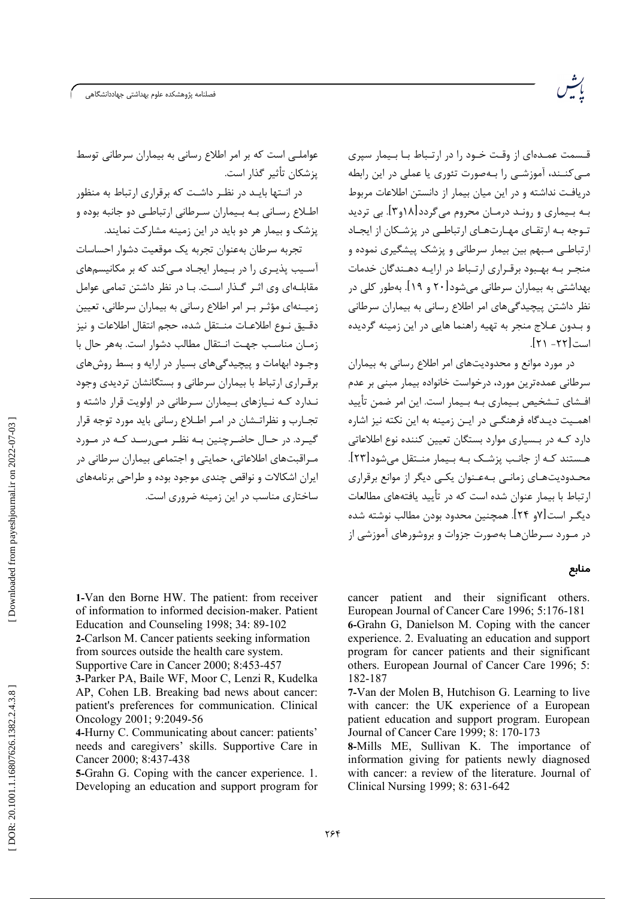قسمت عمده‌ای از وقت خود را در ارتباط با بیمار سپری می‌کنند، آموزشی را به‌صورت تئوری یا عملی در این رابطه دریافت نداشته و در این میان بیمار از دانستن اطلاعات مربوط به بیماری و روند درمان محروم می‌گردد[۱۸و۳]. بی تردید توجه به ارتقای مهارت‌های ارتباطی در پزشکان از ایجاد ارتباطی مبهم بین بیمار سرطانی و پزشک پیشگیری نموده و منجر به بهبود برقراری ارتباط در ارایه دهندگان خدمات بهداشتی به بیماران سرطانی می‌شود[۲۰ و ۱۹]. به‌طور کلی در نظر داشتن پیچیدگی‌های امر اطلاع رسانی به بیماران سرطانی و بدون علاج منجر به تهیه راهنما هایی در این زمینه گردیده است[۲۲- ۲۱].

در مورد موانع و محدودیت‌های امر اطلاع رسانی به بیماران سرطانی عمده‌ترین مورد، درخواست خانواده بیمار مبنی بر عدم افشای تشخیص بیماری به بیمار است. این امر ضمن تأیید اهمیت دیدگاه فرهنگی در این زمینه به این نکته نیز اشاره دارد که در بسیاری موارد بستگان تعیین کننده نوع اطلاعاتی هستند که از جانب پزشک به بیمار منتقل می‌شود[۲۳]. محدودیت‌های زمانی به‌عنوان یکی دیگر از موانع برقراری ارتباط با بیمار عنوان شده است که در تأیید یافته‌های مطالعات دیگر است[۷و ۲۴]. همچنین محدود بودن مطالب نوشته شده در مورد سرطان‌ها به‌صورت جزوات و بروشورهای آموزشی از عواملی است که بر امر اطلاع رسانی به بیماران سرطانی توسط پزشکان تأثیر گذار است.

در انتها باید در نظر داشت که برقراری ارتباط به منظور اطلاع رسانی به بیماران سرطانی ارتباطی دو جانبه بوده و پزشک و بیمار هر دو باید در این زمینه مشارکت نمایند.

تجربه سرطان به‌عنوان تجربه یک موقعیت دشوار احساسات آسیب پذیری را در بیمار ایجاد می‌کند که بر مکانیسم‌های مقابله‌ای وی اثر گذار است. با در نظر داشتن تمامی عوامل زمینه‌ای مؤثر بر امر اطلاع رسانی به بیماران سرطانی، تعیین دقیق نوع اطلاعات منتقل شده، حجم انتقال اطلاعات و نیز زمان مناسب جهت انتقال مطالب دشوار است. به‌هر حال با وجود ابهامات و پیچیدگی‌های بسیار در ارایه و بسط روش‌های برقراری ارتباط با بیماران سرطانی و بستگانشان تردیدی وجود ندارد که نیازهای بیماران سرطانی در اولویت قرار داشته و تجارب و نظراتشان در امر اطلاع رسانی باید مورد توجه قرار گیرد. در حال حاضرچنین به نظر می‌رسد که در مورد مراقبت‌های اطلاعاتی، حمایتی و اجتماعی بیماران سرطانی در ایران اشکالات و نواقص چندی موجود بوده و طراحی برنامه‌های ساختاری مناسب در این زمینه ضروری است.

## منابع

1-Van den Borne HW. The patient: from receiver of information to informed decision-maker. Patient Education and Counseling 1998; 34: 89-102

2-Carlson M. Cancer patients seeking information from sources outside the health care system. Supportive Care in Cancer 2000; 8:453-457

3-Parker PA, Baile WF, Moor C, Lenzi R, Kudelka AP, Cohen LB. Breaking bad news about cancer: patient's preferences for communication. Clinical Oncology 2001; 9:2049-56

4-Hurny C. Communicating about cancer: patients' needs and caregivers' skills. Supportive Care in Cancer 2000; 8:437-438

5-Grahn G. Coping with the cancer experience. 1. Developing an education and support program for cancer patient and their significant others. European Journal of Cancer Care 1996; 5:176-181

6-Grahn G, Danielson M. Coping with the cancer experience. 2. Evaluating an education and support program for cancer patients and their significant others. European Journal of Cancer Care 1996; 5: 182-187

7-Van der Molen B, Hutchison G. Learning to live with cancer: the UK experience of a European patient education and support program. European Journal of Cancer Care 1999; 8: 170-173

8-Mills ME, Sullivan K. The importance of information giving for patients newly diagnosed with cancer: a review of the literature. Journal of Clinical Nursing 1999; 8: 631-642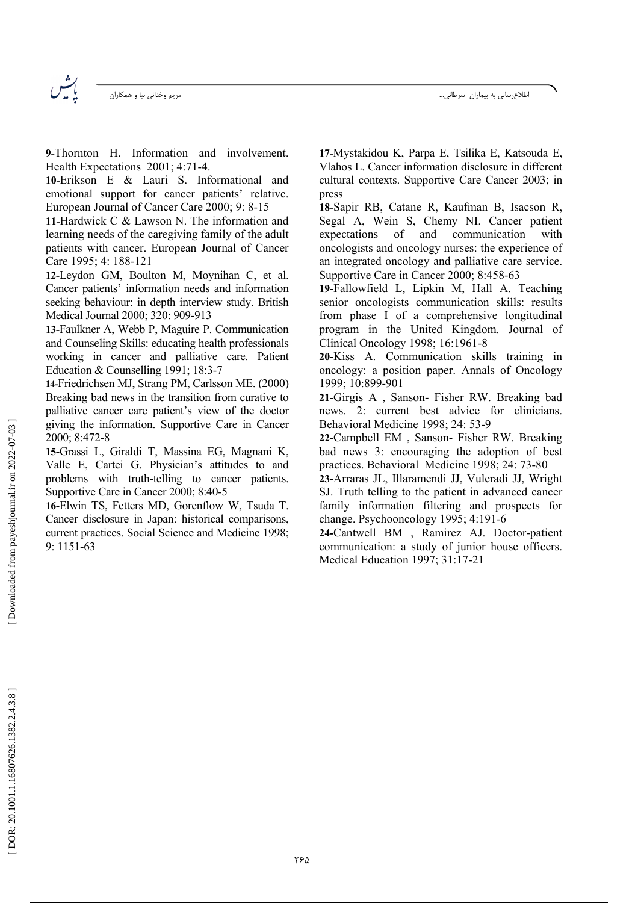**9-**Thornton H. Information and involvement. Health Expectations 2001; 4:71-4.

**10-**Erikson E & Lauri S. Informational and emotional support for cancer patients' relative. European Journal of Cancer Care 2000; 9: 8-15

**11-**Hardwick C & Lawson N. The information and learning needs of the caregiving family of the adult patients with cancer. European Journal of Cancer Care 1995; 4: 188-121

**12-**Leydon GM, Boulton M, Moynihan C, et al. Cancer patients' information needs and information seeking behaviour: in depth interview study. British Medical Journal 2000; 320: 909-913

**13-**Faulkner A, Webb P, Maguire P. Communication and Counseling Skills: educating health professionals working in cancer and palliative care. Patient Education & Counselling 1991; 18:3-7

**14-**Friedrichsen MJ, Strang PM, Carlsson ME. (2000) Breaking bad news in the transition from curative to palliative cancer care patient's view of the doctor giving the information. Supportive Care in Cancer 2000; 8:472-8

**15-**Grassi L, Giraldi T, Massina EG, Magnani K, Valle E, Cartei G. Physician's attitudes to and problems with truth-telling to cancer patients. Supportive Care in Cancer 2000; 8:40-5

**16-**Elwin TS, Fetters MD, Gorenflow W, Tsuda T. Cancer disclosure in Japan: historical comparisons, current practices. Social Science and Medicine 1998; 9: 1151-63

**17-**Mystakidou K, Parpa E, Tsilika E, Katsouda E, Vlahos L. Cancer information disclosure in different cultural contexts. Supportive Care Cancer 2003; in press

**18-**Sapir RB, Catane R, Kaufman B, Isacson R, Segal A, Wein S, Chemy NI. Cancer patient expectations of and communication with oncologists and oncology nurses: the experience of an integrated oncology and palliative care service. Supportive Care in Cancer 2000; 8:458-63

**19-**Fallowfield L, Lipkin M, Hall A. Teaching senior oncologists communication skills: results from phase I of a comprehensive longitudinal program in the United Kingdom. Journal of Clinical Oncology 1998; 16:1961-8

**20-**Kiss A. Communication skills training in oncology: a position paper. Annals of Oncology 1999; 10:899-901

**21-**Girgis A , Sanson- Fisher RW. Breaking bad news. 2: current best advice for clinicians. Behavioral Medicine 1998; 24: 53-9

**22-**Campbell EM , Sanson- Fisher RW. Breaking bad news 3: encouraging the adoption of best practices. Behavioral Medicine 1998; 24: 73-80

**23-**Arraras JL, Illaramendi JJ, Vuleradi JJ, Wright SJ. Truth telling to the patient in advanced cancer family information filtering and prospects for change. Psychooncology 1995; 4:191-6

**24-**Cantwell BM , Ramirez AJ. Doctor-patient communication: a study of junior house officers. Medical Education 1997; 31:17-21